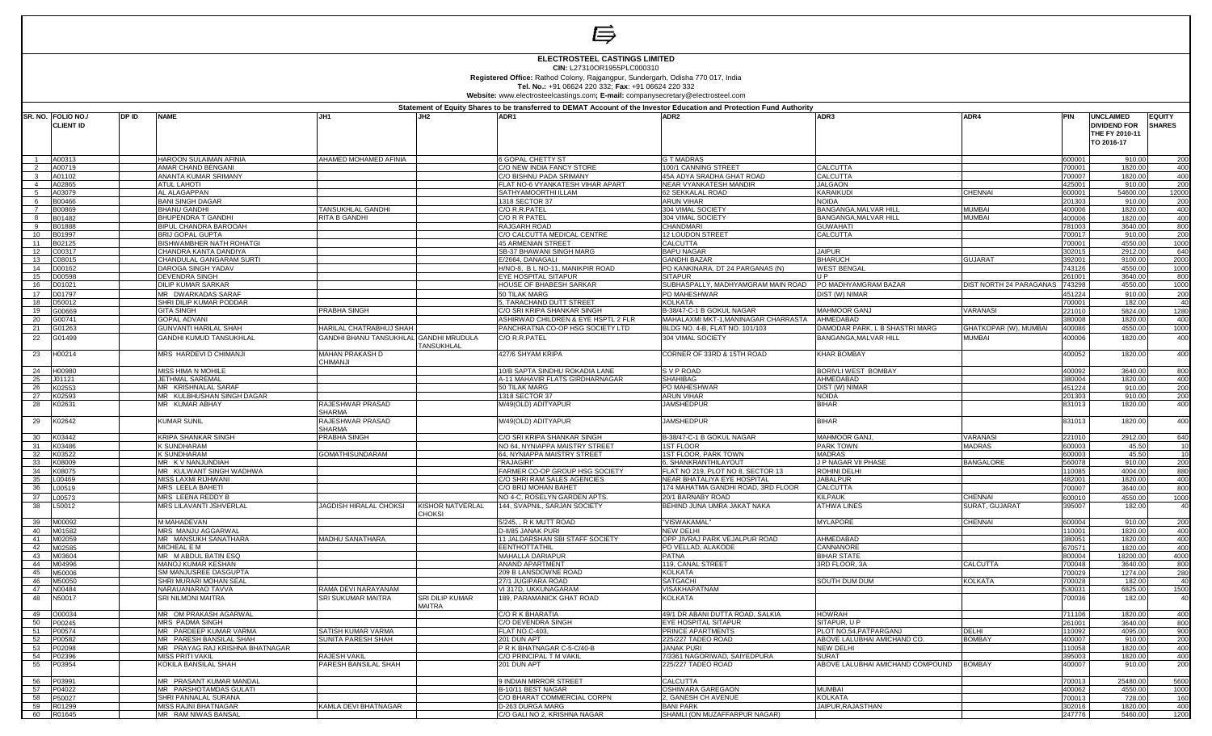**ELECTROSTEEL CASTINGS LIMITED**

**CIN:** L27310OR1955PLC000310

**Registered Office:** Rathod Colony, Rajgangpur, Sundergarh, Odisha 770 017, India

**Tel. No.:** +91 06624 220 332; **Fax**: +91 06624 220 332

**Website:** www.electrosteelcastings.com; **E-mail:** companysecretary@electrosteel.com

**Statement of Equity Shares to be transferred to DEMAT Account of the Investor Education and Protection Fund Authority**

| SR. NO. | FOLIO NO./ CLIENT ID | DP ID | NAME | JH1 | JH2 | ADR1 | ADR2 | ADR3 | ADR4 | PIN | UNCLAIMED DIVIDEND FOR THE FY 2010-11 TO 2016-17 | EQUITY SHARES |
|---|---|---|---|---|---|---|---|---|---|---|---|---|
| 1 | A00313 | | HAROON SULAIMAN AFINIA | AHAMED MOHAMED AFINIA | | 6 GOPAL CHETTY ST | G T MADRAS | | | 600001 | 910.00 | 200 |
| 2 | A00719 | | AMAR CHAND BENGANI | | | C/O NEW INDIA FANCY STORE | 100/1 CANNING STREET | CALCUTTA | | 700001 | 1820.00 | 400 |
| 3 | A01102 | | ANANTA KUMAR SRIMANY | | | C/O BISHNU PADA SRIMANY | 45A ADYA SRADHA GHAT ROAD | CALCUTTA | | 700007 | 1820.00 | 400 |
| 4 | A02865 | | ATUL LAHOTI | | | FLAT NO-6 VYANKATESH VIHAR APART | NEAR VYANKATESH MANDIR | JALGAON | | 425001 | 910.00 | 200 |
| 5 | A03079 | | AL ALAGAPPAN | | | SATHYAMOORTHI ILLAM | 62 SEKKALAL ROAD | KARAIKUDI | CHENNAI | 600001 | 54600.00 | 12000 |
| 6 | B00466 | | BANI SINGH DAGAR | | | 1318 SECTOR 37 | ARUN VIHAR | NOIDA | | 201303 | 910.00 | 200 |
| 7 | B00869 | | BHANU GANDHI | TANSUKHLAL GANDHI | | C/O R.R.PATEL | 304 VIMAL SOCIETY | BANGANGA,MALVAR HILL | MUMBAI | 400006 | 1820.00 | 400 |
| 8 | B01482 | | BHUPENDRA T GANDHI | RITA B GANDHI | | C/O R R PATEL | 304 VIMAL SOCIETY | BANGANGA,MALVAR HILL | MUMBAI | 400006 | 1820.00 | 400 |
| 9 | B01888 | | BIPUL CHANDRA BAROOAH | | | RAJGARH ROAD | CHANDMARI | GUWAHATI | | 781003 | 3640.00 | 800 |
| 10 | B01997 | | BRIJ GOPAL GUPTA | | | C/O CALCUTTA MEDICAL CENTRE | 12 LOUDON STREET | CALCUTTA | | 700017 | 910.00 | 200 |
| 11 | B02125 | | BISHWAMBHER NATH ROHATGI | | | 45 ARMENIAN STREET | CALCUTTA | | | 700001 | 4550.00 | 1000 |
| 12 | C00317 | | CHANDRA KANTA DANDIYA | | | SB-37 BHAWANI SINGH MARG | BAPU NAGAR | JAIPUR | | 302015 | 2912.00 | 640 |
| 13 | C08015 | | CHANDULAL GANGARAM SURTI | | | E/2664, DANAGALI | GANDHI BAZAR | BHARUCH | GUJARAT | 392001 | 9100.00 | 2000 |
| 14 | D00162 | | DAROGA SINGH YADAV | | | H/NO-8, B L NO-11, MANIKPIR ROAD | PO KANKINARA, DT 24 PARGANAS (N) | WEST BENGAL | | 743126 | 4550.00 | 1000 |
| 15 | D00598 | | DEVENDRA SINGH | | | EYE HOSPITAL SITAPUR | SITAPUR | U P | | 261001 | 3640.00 | 800 |
| 16 | D01021 | | DILIP KUMAR SARKAR | | | HOUSE OF BHABESH SARKAR | SUBHASPALLY, MADHYAMGRAM MAIN ROAD | PO MADHYAMGRAM BAZAR | DIST NORTH 24 PARAGANAS | 743298 | 4550.00 | 1000 |
| 17 | D01797 | | MR DWARKADAS SARAF | | | 50 TILAK MARG | PO MAHESHWAR | DIST (W) NIMAR | | 451224 | 910.00 | 200 |
| 18 | D50012 | | SHRI DILIP KUMAR PODDAR | | | 5, TARACHAND DUTT STREET | KOLKATA | | | 700001 | 182.00 | 40 |
| 19 | G00669 | | GITA SINGH | PRABHA SINGH | | C/O SRI KRIPA SHANKAR SINGH | B-38/47-C-1 B GOKUL NAGAR | MAHMOOR GANJ | VARANASI | 221010 | 5824.00 | 1280 |
| 20 | G00741 | | GOPAL ADVANI | | | ASHIRWAD CHILDREN & EYE HSPTL 2 FLR | MAHALAXMI MKT-1,MANINAGAR CHARRASTA | AHMEDABAD | | 380008 | 1820.00 | 400 |
| 21 | G01263 | | GUNVANTI HARILAL SHAH | HARILAL CHATRABHUJ SHAH | | PANCHRATNA CO-OP HSG SOCIETY LTD | BLDG NO. 4-B, FLAT NO. 101/103 | DAMODAR PARK, L B SHASTRI MARG | GHATKOPAR (W), MUMBAI | 400086 | 4550.00 | 1000 |
| 22 | G01499 | | GANDHI KUMUD TANSUKHLAL | GANDHI BHANU TANSUKHLAL | GANDHI MRUDULA TANSUKHLAL | C/O R.R.PATEL | 304 VIMAL SOCIETY | BANGANGA,MALVAR HILL | MUMBAI | 400006 | 1820.00 | 400 |
| 23 | H00214 | | MRS HARDEVI D CHIMANJI | MAHAN PRAKASH D CHIMANJI | | 427/6 SHYAM KRIPA | CORNER OF 33RD & 15TH ROAD | KHAR BOMBAY | | 400052 | 1820.00 | 400 |
| 24 | H00980 | | MISS HIMA N MOHILE | | | 10/B SAPTA SINDHU ROKADIA LANE | S V P ROAD | BORIVLI WEST BOMBAY | | 400092 | 3640.00 | 800 |
| 25 | J01121 | | JETHMAL SAREMAL | | | A-11 MAHAVIR FLATS GIRDHARNAGAR | SHAHIBAG | AHMEDABAD | | 380004 | 1820.00 | 400 |
| 26 | K02553 | | MR KRISHNALAL SARAF | | | 50 TILAK MARG | PO MAHESHWAR | DIST (W) NIMAR | | 451224 | 910.00 | 200 |
| 27 | K02593 | | MR KULBHUSHAN SINGH DAGAR | | | 1318 SECTOR 37 | ARUN VIHAR | NOIDA | | 201303 | 910.00 | 200 |
| 28 | K02631 | | MR KUMAR ABHAY | RAJESHWAR PRASAD SHARMA | | M/49(OLD) ADITYAPUR | JAMSHEDPUR | BIHAR | | 831013 | 1820.00 | 400 |
| 29 | K02642 | | KUMAR SUNIL | RAJESHWAR PRASAD SHARMA | | M/49(OLD) ADITYAPUR | JAMSHEDPUR | BIHAR | | 831013 | 1820.00 | 400 |
| 30 | K03442 | | KRIPA SHANKAR SINGH | PRABHA SINGH | | C/O SRI KRIPA SHANKAR SINGH | B-38/47-C-1 B GOKUL NAGAR | MAHMOOR GANJ, | VARANASI | 221010 | 2912.00 | 640 |
| 31 | K03486 | | K SUNDHARAM | | | NO 64, NYNIAPPA MAISTRY STREET | 1ST FLOOR | PARK TOWN | MADRAS | 600003 | 45.50 | 10 |
| 32 | K03522 | | K SUNDHARAM | GOMATHISUNDARAM | | 64, NYNIAPPA MAISTRY STREET | 1ST FLOOR, PARK TOWN | MADRAS | | 600003 | 45.50 | 10 |
| 33 | K08009 | | MR K V NANJUNDIAH | | | "RAJAGIRI" | 6, SHANKRANTHILAYOUT | J P NAGAR VII PHASE | BANGALORE | 560078 | 910.00 | 200 |
| 34 | K08075 | | MR KULWANT SINGH WADHWA | | | FARMER CO-OP GROUP HSG SOCIETY | FLAT NO 219, PLOT NO 8, SECTOR 13 | ROHINI DELHI | | 110085 | 4004.00 | 880 |
| 35 | L00469 | | MISS LAXMI RIJHWANI | | | C/O SHRI RAM SALES AGENCIES | NEAR BHATALIYA EYE HOSPITAL | JABALPUR | | 482001 | 1820.00 | 400 |
| 36 | L00519 | | MRS LEELA BAHETI | | | C/O BRIJ MOHAN BAHET | 174 MAHATMA GANDHI ROAD, 3RD FLOOR | CALCUTTA | | 700007 | 3640.00 | 800 |
| 37 | L00573 | | MRS LEENA REDDY B | | | NO 4-C, ROSELYN GARDEN APTS. | 20/1 BARNABY ROAD | KILPAUK | CHENNAI | 600010 | 4550.00 | 1000 |
| 38 | L50012 | | MRS LILAVANTI JSHVERLAL | JAGDISH HIRALAL CHOKSI | KISHOR NATVERLAL CHOKSI | 144, SVAPNIL, SARJAN SOCIETY | BEHIND JUNA UMRA JAKAT NAKA | ATHWA LINES | SURAT, GUJARAT | 395007 | 182.00 | 40 |
| 39 | M00092 | | M MAHADEVAN | | | 5/245, , R K MUTT ROAD | "VISWAKAMAL" | MYLAPORE | CHENNAI | 600004 | 910.00 | 200 |
| 40 | M01582 | | MRS MANJU AGGARWAL | | | D-II/85 JANAK PURI | NEW DELHI | | | 110001 | 1820.00 | 400 |
| 41 | M02059 | | MR MANSUKH SANATHARA | MADHU SANATHARA | | 11 JALDARSHAN SBI STAFF SOCIETY | OPP JIVRAJ PARK VEJALPUR ROAD | AHMEDABAD | | 380051 | 1820.00 | 400 |
| 42 | M02585 | | MICHEAL E M | | | EENTHOTTATHIL | PO VELLAD, ALAKODE | CANNANORE | | 670571 | 1820.00 | 400 |
| 43 | M03604 | | MR M ABDUL BATIN ESQ | | | MAHALLA DARIAPUR | PATNA | BIHAR STATE | | 800004 | 18200.00 | 4000 |
| 44 | M04996 | | MANOJ KUMAR KESHAN | | | ANAND APARTMENT | 119, CANAL STREET | 3RD FLOOR, 3A | CALCUTTA | 700048 | 3640.00 | 800 |
| 45 | M50006 | | SM MANJUSREE DASGUPTA | | | 209 B LANSDOWNE ROAD | KOLKATA | | | 700029 | 1274.00 | 280 |
| 46 | M50050 | | SHRI MURARI MOHAN SEAL | | | 27/1 JUGIPARA ROAD | SATGACHI | SOUTH DUM DUM | KOLKATA | 700028 | 182.00 | 40 |
| 47 | N00484 | | NARAUANARAO TAVVA | RAMA DEVI NARAYANAM | | VI 317D, UKKUNAGARAM | VISAKHAPATNAM | | | 530031 | 6825.00 | 1500 |
| 48 | N50017 | | SRI NILMONI MAITRA | SRI SUKUMAR MAITRA | SRI DILIP KUMAR MAITRA | 189, PARAMANICK GHAT ROAD | KOLKATA | | | 700036 | 182.00 | 40 |
| 49 | O00034 | | MR OM PRAKASH AGARWAL | | | C/O R K BHARATIA | 49/1 DR ABANI DUTTA ROAD, SALKIA | HOWRAH | | 711106 | 1820.00 | 400 |
| 50 | P00245 | | MRS PADMA SINGH | | | C/O DEVENDRA SINGH | EYE HOSPITAL SITAPUR | SITAPUR, U P | | 261001 | 3640.00 | 800 |
| 51 | P00574 | | MR PARDEEP KUMAR VARMA | SATISH KUMAR VARMA | | FLAT NO.C-403, | PRINCE APARTMENTS | PLOT NO.54,PATPARGANJ | DELHI | 110092 | 4095.00 | 900 |
| 52 | P00582 | | MR PARESH BANSILAL SHAH | SUNITA PARESH SHAH | | 201 DUN APT | 225/227 TADEO ROAD | ABOVE LALUBHAI AMICHAND CO. | BOMBAY | 400007 | 910.00 | 200 |
| 53 | P02098 | | MR PRAYAG RAJ KRISHNA BHATNAGAR | | | P R K BHATNAGAR C-5-C/40-B | JANAK PURI | NEW DELHI | | 110058 | 1820.00 | 400 |
| 54 | P02396 | | MISS PRITI VAKIL | RAJESH VAKIL | | C/O PRINCIPAL T M VAKIL | 7/3361 NAGORIWAD, SAIYEDPURA | SURAT | | 395003 | 1820.00 | 400 |
| 55 | P03954 | | KOKILA BANSILAL SHAH | PARESH BANSILAL SHAH | | 201 DUN APT | 225/227 TADEO ROAD | ABOVE LALUBHAI AMICHAND COMPOUND | BOMBAY | 400007 | 910.00 | 200 |
| 56 | P03991 | | MR PRASANT KUMAR MANDAL | | | 9 INDIAN MIRROR STREET | CALCUTTA | | | 700013 | 25480.00 | 5600 |
| 57 | P04022 | | MR PARSHOTAMDAS GULATI | | | B-10/11 BEST NAGAR | OSHIWARA GAREGAON | MUMBAI | | 400062 | 4550.00 | 1000 |
| 58 | P50027 | | SHRI PANNALAL SURANA | | | C/O BHARAT COMMERCIAL CORPN | 2, GANESH CH AVENUE | KOLKATA | | 700013 | 728.00 | 160 |
| 59 | R01299 | | MISS RAJNI BHATNAGAR | KAMLA DEVI BHATNAGAR | | D-263 DURGA MARG | BANI PARK | JAIPUR,RAJASTHAN | | 302016 | 1820.00 | 400 |
| 60 | R01645 | | MR RAM NIWAS BANSAL | | | C/O GALI NO 2, KRISHNA NAGAR | SHAMLI (ON MUZAFFARPUR NAGAR) | | | 247776 | 5460.00 | 1200 |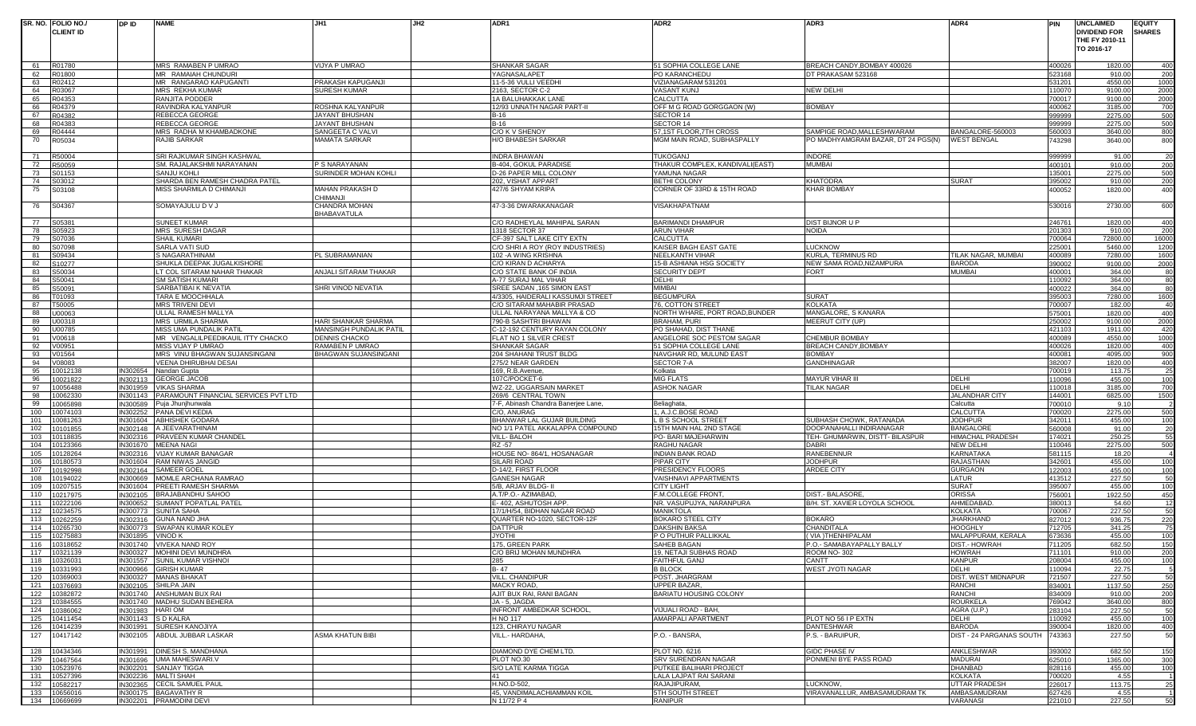| SR. NO. | FOLIO NO./ CLIENT ID | DP ID | NAME | JH1 | JH2 | ADR1 | ADR2 | ADR3 | ADR4 | PIN | UNCLAIMED DIVIDEND FOR THE FY 2010-11 TO 2016-17 | EQUITY SHARES |
|---|---|---|---|---|---|---|---|---|---|---|---|---|
| 61 | R01780 | | MRS RAMABEN P UMRAO | VIJYA P UMRAO | | SHANKAR SAGAR | 51 SOPHIA COLLEGE LANE | BREACH CANDY,BOMBAY 400026 | | 400026 | 1820.00 | 400 |
| 62 | R01800 | | MR RAMAIAH CHUNDURI | | | YAGNASALAPET | PO KARANCHEDU | DT PRAKASAM 523168 | | 523168 | 910.00 | 200 |
| 63 | R02412 | | MR RANGARAO KAPUGANTI | PRAKASH KAPUGANJI | | 11-5-36 VULLI VEEDHI | VIZIANAGARAM 531201 | | | 531201 | 4550.00 | 1000 |
| 64 | R03067 | | MRS REKHA KUMAR | SURESH KUMAR | | 2163, SECTOR C-2 | VASANT KUNJ | NEW DELHI | | 110070 | 9100.00 | 2000 |
| 65 | R04353 | | RANJITA PODDER | | | 1A BALUHAKKAK LANE | CALCUTTA | | | 700017 | 9100.00 | 2000 |
| 66 | R04379 | | RAVINDRA KALYANPUR | ROSHNA KALYANPUR | | 12/93 UNNATH NAGAR PART-II | OFF M G ROAD GORGGAON (W) | BOMBAY | | 400062 | 3185.00 | 700 |
| 67 | R04382 | | REBECCA GEORGE | JAYANT BHUSHAN | | B-16 | SECTOR 14 | | | 999999 | 2275.00 | 500 |
| 68 | R04383 | | REBECCA GEORGE | JAYANT BHUSHAN | | B-16 | SECTOR 14 | | | 999999 | 2275.00 | 500 |
| 69 | R04444 | | MRS RADHA M KHAMBADKONE | SANGEETA C VALVI | | C/O K V SHENOY | 57,1ST FLOOR,7TH CROSS | SAMPIGE ROAD,MALLESHWARAM | BANGALORE-560003 | 560003 | 3640.00 | 800 |
| 70 | R05034 | | RAJIB SARKAR | MAMATA SARKAR | | H/O BHABESH SARKAR | MGM MAIN ROAD, SUBHASPALLY | PO MADHYAMGRAM BAZAR, DT 24 PGS(N) | WEST BENGAL | 743298 | 3640.00 | 800 |
| 71 | R50004 | | SRI RAJKUMAR SINGH KASHWAL | | | INDRA BHAWAN | TUKOGANJ | INDORE | | 999999 | 91.00 | 20 |
| 72 | R50059 | | SM. RAJALAKSHMI NARAYANAN | P S NARAYANAN | | B-404, GOKUL PARADISE | THAKUR COMPLEX, KANDIVALI(EAST) | MUMBAI | | 400101 | 910.00 | 200 |
| 73 | S01153 | | SANJU KOHLI | SURINDER MOHAN KOHLI | | D-26 PAPER MILL COLONY | YAMUNA NAGAR | | | 135001 | 2275.00 | 500 |
| 74 | S03012 | | SHARDA BEN RAMESH CHADRA PATEL | | | 202, VISHAT APPART | BETHI COLONY | KHATODRA | SURAT | 395002 | 910.00 | 200 |
| 75 | S03108 | | MISS SHARMILA D CHIMANJI | MAHAN PRAKASH D CHIMANJI | | 427/6 SHYAM KRIPA | CORNER OF 33RD & 15TH ROAD | KHAR BOMBAY | | 400052 | 1820.00 | 400 |
| 76 | S04367 | | SOMAYAJULU D V J | CHANDRA MOHAN BHABAVATULA | | 47-3-36 DWARAKANAGAR | VISAKHAPATNAM | | | 530016 | 2730.00 | 600 |
| 77 | S05381 | | SUNEET KUMAR | | | C/O RADHEYLAL MAHIPAL SARAN | BARIMANDI DHAMPUR | DIST BIJNOR U P | | 246761 | 1820.00 | 400 |
| 78 | S05923 | | MRS SURESH DAGAR | | | 1318 SECTOR 37 | ARUN VIHAR | NOIDA | | 201303 | 910.00 | 200 |
| 79 | S07036 | | SHAIL KUMARI | | | CF-397 SALT LAKE CITY EXTN | CALCUTTA | | | 700064 | 72800.00 | 16000 |
| 80 | S07098 | | SARLA VATI SUD | | | C/O SHRI A ROY (ROY INDUSTRIES) | KAISER BAGH EAST GATE | LUCKNOW | | 225001 | 5460.00 | 1200 |
| 81 | S09434 | | S NAGARATHINAM | PL SUBRAMANIAN | | 102 -A WING KRISHNA | NEELKANTH VIHAR | KURLA, TERMINUS RD | TILAK NAGAR, MUMBAI | 400089 | 7280.00 | 1600 |
| 82 | S10277 | | SHUKLA DEEPAK JUGALKISHORE | | | C/O KIRAN D ACHARYA | 15-B ASHIANA HSG SOCIETY | NEW SAMA ROAD,NIZAMPURA | BARODA | 390002 | 9100.00 | 2000 |
| 83 | S50034 | | LT COL SITARAM NAHAR THAKAR | ANJALI SITARAM THAKAR | | C/O STATE BANK OF INDIA | SECURITY DEPT | FORT | MUMBAI | 400001 | 364.00 | 80 |
| 84 | S50041 | | SM SATISH KUMARI | | | A-77 SURAJ MAL VIHAR | DELHI | | | 110092 | 364.00 | 80 |
| 85 | S50091 | | SARBATIBAI K NEVATIA | SHRI VINOD NEVATIA | | SREE SADAN ,165 SIMON EAST | MIMBAI | | | 400022 | 364.00 | 80 |
| 86 | T01093 | | TARA E MOOCHHALA | | | 4/3305, HAIDERALI KASSUMJI STREET | BEGUMPURA | SURAT | | 395003 | 7280.00 | 1600 |
| 87 | T50005 | | MRS TRIVENI DEVI | | | C/O SITARAM MAHABIR PRASAD | 76, COTTON STREET | KOLKATA | | 700007 | 182.00 | 40 |
| 88 | U00063 | | ULLAL RAMESH MALLYA | | | ULLAL NARAYANA MALLYA & CO | NORTH WHARE, PORT ROAD,BUNDER | MANGALORE, S KANARA | | 575001 | 1820.00 | 400 |
| 89 | U00318 | | MRS URMILA SHARMA | HARI SHANKAR SHARMA | | 790-B SASHTRI BHAWAN | BRAHAM, PURI | MEERUT CITY (UP) | | 250002 | 9100.00 | 2000 |
| 90 | U00785 | | MISS UMA PUNDALIK PATIL | MANSINGH PUNDALIK PATIL | | C-12-192 CENTURY RAYAN COLONY | PO SHAHAD, DIST THANE | | | 421103 | 1911.00 | 420 |
| 91 | V00618 | | MR VENGALILPEEDIKAUIL ITTY CHACKO | DENNIS CHACKO | | FLAT NO 1 SILVER CREST | ANGELORE SOC PESTOM SAGAR | CHEMBUR BOMBAY | | 400089 | 4550.00 | 1000 |
| 92 | V00951 | | MISS VIJAY P UMRAO | RAMABEN P UMRAO | | SHANKAR SAGAR | 51 SOPHIA COLLEGE LANE | BREACH CANDY,BOMBAY | | 400026 | 1820.00 | 400 |
| 93 | V01564 | | MRS VINU BHAGWAN SUJANSINGANI | BHAGWAN SUJANSINGANI | | 204 SHAHANI TRUST BLDG | NAVGHAR RD, MULUND EAST | BOMBAY | | 400081 | 4095.00 | 900 |
| 94 | V08083 | | VEENA DHIRUBHAI DESAI | | | 275/2 NEAR GARDEN | SECTOR 7-A | GANDHINAGAR | | 382007 | 1820.00 | 400 |
| 95 | 10012138 | IN302654 | Nandan Gupta | | | 169, R.B.Avenue, | Kolkata | | | 700019 | 113.75 | 25 |
| 96 | 10021822 | IN302113 | GEORGE JACOB | | | 107C/POCKET-6 | MIG FLATS | MAYUR VIHAR III | DELHI | 110096 | 455.00 | 100 |
| 97 | 10056488 | IN301959 | VIKAS SHARMA | | | WZ-22, UGGARSAIN MARKET | ASHOK NAGAR | TILAK NAGAR | DELHI | 110018 | 3185.00 | 700 |
| 98 | 10062330 | IN301143 | PARAMOUNT FINANCIAL SERVICES PVT LTD | | | 269/6 CENTRAL TOWN | | | JALANDHAR CITY | 144001 | 6825.00 | 1500 |
| 99 | 10065898 | IN300589 | Puja Jhunjhunwala | | | 7-F, Abinash Chandra Banerjee Lane, | Beliaghata, | | Calcutta | 700010 | 9.10 | 2 |
| 100 | 10074103 | IN302252 | PANA DEVI KEDIA | | | C/O. ANURAG | 1, A.J.C.BOSE ROAD | | CALCUTTA | 700020 | 2275.00 | 500 |
| 101 | 10081263 | IN301604 | ABHISHEK GODARA | | | BHANWAR LAL GUJAR BUILDING | L B S SCHOOL STREET | SUBHASH CHOWK, RATANADA | JODHPUR | 342011 | 455.00 | 100 |
| 102 | 10101855 | IN302148 | A JEEVARATHINAM | | | NO 1/1 PATEL AKKALAPPA COMPOUND | 15TH MAIN HAL 2ND STAGE | DOOPANAHALLI INDIRANAGAR | BANGALORE | 560008 | 91.00 | 20 |
| 103 | 10118835 | IN302316 | PRAVEEN KUMAR CHANDEL | | | VILL- BALOH | PO- BARI MAJEHARWIN | TEH- GHUMARWIN, DISTT- BILASPUR | HIMACHAL PRADESH | 174021 | 250.25 | 55 |
| 104 | 10123366 | IN301670 | MEENA NAGI | | | RZ -57 | RAGHU NAGAR | DABRI | NEW DELHI | 110046 | 2275.00 | 500 |
| 105 | 10128264 | IN302316 | VIJAY KUMAR BANAGAR | | | HOUSE NO- 864/1, HOSANAGAR | INDIAN BANK ROAD | RANEBENNUR | KARNATAKA | 581115 | 18.20 | 4 |
| 106 | 10180573 | IN301604 | RAM NIWAS JANGID | | | SILARI ROAD | PIPAR CITY | JODHPUR | RAJASTHAN | 342601 | 455.00 | 100 |
| 107 | 10192998 | IN302164 | SAMEER GOEL | | | D-14/2, FIRST FLOOR | PRESIDENCY FLOORS | ARDEE CITY | GURGAON | 122003 | 455.00 | 100 |
| 108 | 10194022 | IN300669 | MOMLE ARCHANA RAMRAO | | | GANESH NAGAR | VAISHNAVI APPARTMENTS | | LATUR. | 413512 | 227.50 | 50 |
| 109 | 10207515 | IN301604 | PREETI RAMESH SHARMA | | | 5/B, ARJAV BLDG- II | CITY LIGHT | | SURAT | 395007 | 455.00 | 100 |
| 110 | 10217975 | IN302105 | BRAJABANDHU SAHOO | | | A.T/P.O.- AZIMABAD, | F.M.COLLEGE FRONT, | DIST.- BALASORE, | ORISSA | 756001 | 1922.50 | 450 |
| 111 | 10222106 | IN300652 | SUMANT POPATLAL PATEL | | | E- 402, ASHUTOSH APP. | NR. VASUPUJYA, NARANPURA | B/H. ST. XAVIER LOYOLA SCHOOL | AHMEDABAD. | 380013 | 54.60 | 12 |
| 112 | 10234575 | IN300773 | SUNITA SAHA | | | 17/1/H/54, BIDHAN NAGAR ROAD | MANIKTOLA | | KOLKATA | 700067 | 227.50 | 50 |
| 113 | 10262259 | IN302316 | GUNA NAND JHA | | | QUARTER NO-1020, SECTOR-12F | BOKARO STEEL CITY | BOKARO | JHARKHAND | 827012 | 936.75 | 220 |
| 114 | 10265730 | IN300773 | SWAPAN KUMAR KOLEY | | | DATTPUR | DAKSHIN BAKSA | CHANDITALA | HOOGHLY | 712705 | 341.25 | 75 |
| 115 | 10275883 | IN301895 | VINOD K | | | JYOTHI | P O PUTHUR PALLIKKAL | ( VIA )THENHIPALAM | MALAPPURAM, KERALA | 673636 | 455.00 | 100 |
| 116 | 10318652 | IN301740 | VIVEKA NAND ROY | | | 175, GREEN PARK | SAHEB BAGAN | P.O.- SAMABAYAPALLY BALLY | DIST.- HOWRAH | 711205 | 682.50 | 150 |
| 117 | 10321139 | IN300327 | MOHINI DEVI MUNDHRA | | | C/O BRIJ MOHAN MUNDHRA | 19, NETAJI SUBHAS ROAD | ROOM NO- 302 | HOWRAH | 711101 | 910.00 | 200 |
| 118 | 10326031 | IN301557 | SUNIL KUMAR VISHNOI | | | 285 | FAITHFUL GANJ | CANTT | KANPUR | 208004 | 455.00 | 100 |
| 119 | 10331993 | IN300966 | GIRISH KUMAR | | | B- 47 | B BLOCK | WEST JYOTI NAGAR | DELHI | 110094 | 22.75 | 5 |
| 120 | 10369003 | IN300327 | MANAS BHAKAT | | | VILL. CHANDIPUR | POST. JHARGRAM | | DIST. WEST MIDNAPUR | 721507 | 227.50 | 50 |
| 121 | 10376693 | IN302105 | SHILPA JAIN | | | MACKY ROAD, | UPPER BAZAR, | | RANCHI | 834001 | 1137.50 | 250 |
| 122 | 10382872 | IN301740 | ANSHUMAN BUX RAI | | | AJIT BUX RAI, RANI BAGAN | BARIATU HOUSING COLONY | | RANCHI | 834009 | 910.00 | 200 |
| 123 | 10384555 | IN301740 | MADHU SUDAN BEHERA | | | JA - 5, JAGDA | | | ROURKELA | 769042 | 3640.00 | 800 |
| 124 | 10386062 | IN301983 | HARI OM | | | INFRONT AMBEDKAR SCHOOL, | VIJUALI ROAD - BAH, | | AGRA (U.P.) | 283104 | 227.50 | 50 |
| 125 | 10411454 | IN301143 | S D KALRA | | | H NO 117 | AMARPALI APARTMENT | PLOT NO 56 I P EXTN | DELHI | 110092 | 455.00 | 100 |
| 126 | 10414239 | IN301991 | SURESH KANOJIYA | | | 123, CHIRAYU NAGAR | | DANTESHWAR | BARODA | 390004 | 1820.00 | 400 |
| 127 | 10417142 | IN302105 | ABDUL JUBBAR LASKAR | ASMA KHATUN BIBI | | VILL.- HARDAHA, | P.O. - BANSRA, | P.S. - BARUIPUR, | DIST - 24 PARGANAS SOUTH | 743363 | 227.50 | 50 |
| 128 | 10434346 | IN301991 | DINESH S. MANDHANA | | | DIAMOND DYE CHEM LTD. | PLOT NO. 6216 | GIDC PHASE IV | ANKLESHWAR | 393002 | 682.50 | 150 |
| 129 | 10467564 | IN301696 | UMA MAHESWARI.V | | | PLOT NO.30 | SRV SURENDRAN NAGAR | PONMENI BYE PASS ROAD | MADURAI | 625010 | 1365.00 | 300 |
| 130 | 10523976 | IN302201 | SANJAY TIGGA | | | S/O LATE KARMA TIGGA | PUTKEE BALIHARI PROJECT | | DHANBAD | 828116 | 455.00 | 100 |
| 131 | 10527396 | IN302236 | MALTI SHAH | | | 41 | LALA LAJPAT RAI SARANI | | KOLKATA | 700020 | 4.55 | 1 |
| 132 | 10582217 | IN302365 | CECIL SAMUEL PAUL | | | H.NO.D-502, | RAJAJIPURAM, | LUCKNOW, | UTTAR PRADESH | 226017 | 113.75 | 25 |
| 133 | 10656016 | IN300175 | BAGAVATHY R | | | 45, VANDIMALACHIAMMAN KOIL | 5TH SOUTH STREET | VIRAVANALLUR, AMBASAMUDRAM TK | AMBASAMUDRAM | 627426 | 4.55 | 1 |
| 134 | 10669699 | IN302201 | PRAMODINI DEVI | | | N 11/72 P 4 | RANIPUR | | VARANASI | 221010 | 227.50 | 50 |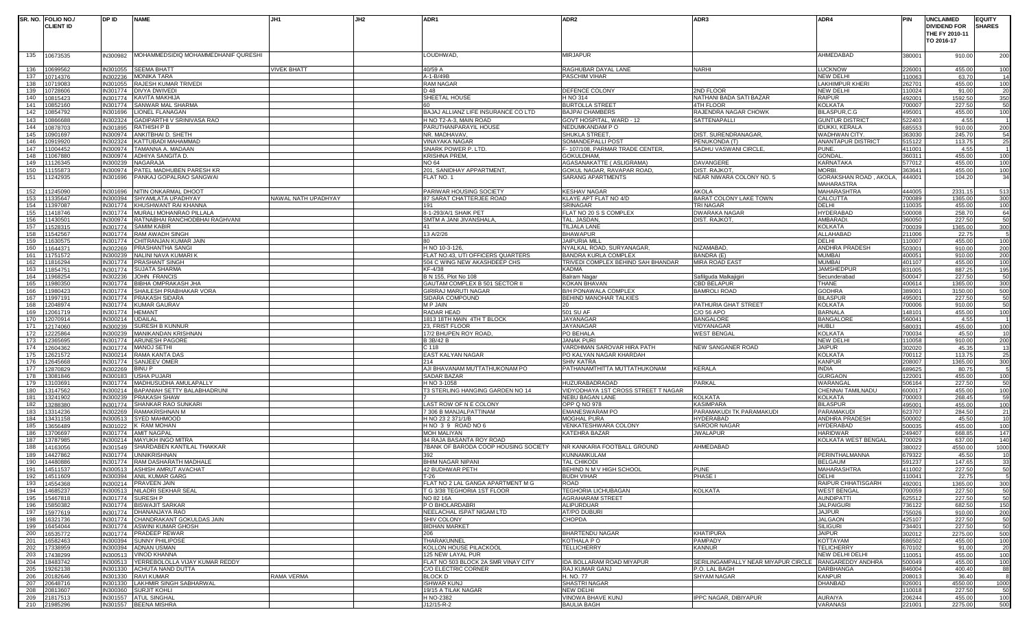| SR. NO. | FOLIO NO./ CLIENT ID | DP ID | NAME | JH1 | JH2 | ADR1 | ADR2 | ADR3 | ADR4 | PIN | UNCLAIMED DIVIDEND FOR THE FY 2010-11 TO 2016-17 | EQUITY SHARES |
|---|---|---|---|---|---|---|---|---|---|---|---|---|
| 135 | 10673535 | IN300982 | MOHAMMEDSIDIQ MOHAMMEDHANIF QURESHI | | | LOUDHWAD, | MIRJAPUR | | AHMEDABAD | 380001 | 910.00 | 200 |
| 136 | 10699562 | IN301055 | SEEMA BHATT | VIVEK BHATT | | 40/59 A | RAGHUBAR DAYAL LANE | NARHI | LUCKNOW | 226001 | 455.00 | 100 |
| 137 | 10714376 | IN302236 | MONIKA TARA | | | A-1-B/49B | PASCHIM VIHAR | | NEW DELHI | 110063 | 63.70 | 14 |
| 138 | 10719083 | IN301055 | RAJESH KUMAR TRIVEDI | | | RAM NAGAR | | | LAKHIMPUR KHERI | 262701 | 455.00 | 100 |
| 139 | 10728606 | IN301774 | DIVYA DWIVEDI | | | D 48 | DEFENCE COLONY | 2ND FLOOR | NEW DELHI | 110024 | 91.00 | 20 |
| 140 | 10815423 | IN301774 | KAVITA MAKHIJA | | | SHEETAL HOUSE | H NO 314 | NATHANI BADA SATI BAZAR | RAIPUR | 492001 | 1592.50 | 350 |
| 141 | 10852160 | IN301774 | SANWAR MAL SHARMA | | | 60 | BURTOLLA STREET | 4TH FLOOR | KOLKATA | 700007 | 227.50 | 50 |
| 142 | 10854792 | IN301696 | LIONEL FLANAGAN | | | BAJAJ ALLIANZ LIFE INSURANCE CO LTD | BAJPAI CHAMBERS | RAJENDRA NAGAR CHOWK | BILASPUR,C.G | 495001 | 455.00 | 100 |
| 143 | 10866688 | IN302324 | GADIPARTHI V SRINIVASA RAO | | | H NO T2-A-3, MAIN ROAD | GOVT HOSPITAL, WARD - 12 | SATTENAPALLI | GUNTUR DISTRICT | 522403 | 4.55 | 1 |
| 144 | 10878703 | IN301895 | RATHISH P B | | | PARUTHANPARAYIL HOUSE | NEDUMKANDAM P O | | IDUKKI, KERALA | 685553 | 910.00 | 200 |
| 145 | 10901697 | IN300974 | ANKITBHAI D. SHETH | | | NR. MADHAVAV, | SHUKLA STREET, | DIST. SURENDRANAGAR, | WADHWAN CITY. | 363030 | 245.70 | 54 |
| 146 | 10919920 | IN302324 | KATTUBADI MAHAMMAD | | | VINAYAKA NAGAR | SOMANDEPALLI POST | PENUKONDA (T) | ANANTAPUR DISTRICT | 515122 | 113.75 | 25 |
| 147 | 11004452 | IN300974 | TAMANNA A. MADAAN | | | SNARK POWER P. LTD. | F- 107/108, PARMAR TRADE CENTER, | SADHU VASWANI CIRCLE, | PUNE. | 411001 | 4.55 | 1 |
| 148 | 11067880 | IN300974 | ADHIYA SANGITA D. | | | KRISHNA PREM, | GOKULDHAM, | | GONDAL. | 360311 | 455.00 | 100 |
| 149 | 11126345 | IN300239 | NAGARAJA | | | NO 64 | AGASANAKATTE ( ASLIGRAMA) | DAVANGERE | KARNATAKA | 577012 | 455.00 | 100 |
| 150 | 11155873 | IN300974 | PATEL MADHUBEN PARESH KR | | | 201, SANIDHAY APPARTMENT, | GOKUL NAGAR, RAVAPAR ROAD, | DIST. RAJKOT, | MORBI. | 363641 | 455.00 | 100 |
| 151 | 11242935 | IN301696 | PANKAJ GOPALRAO SANGWAI | | | FLAT NO. 1 | SARANG APARTMENTS | NEAR NIWARA COLONY NO. 5 | GORAKSHAN ROAD , AKOLA, MAHARASTRA | 444001 | 104.20 | 34 |
| 152 | 11245090 | IN301696 | NITIN ONKARMAL DHOOT | | | PARIWAR HOUSING SOCIETY | KESHAV NAGAR | AKOLA | MAHARASHTRA | 444005 | 2331.15 | 513 |
| 153 | 11335647 | IN300394 | SHYAMLATA UPADHYAY | NAWAL NATH UPADHYAY | | 87 SARAT CHATTERJEE ROAD | KLAYE APT FLAT NO 4/D | BARAT COLONY LAKE TOWN | CALCUTTA | 700089 | 1365.00 | 300 |
| 154 | 11397087 | IN301774 | KHUSHWANT RAI KHANNA | | | 191 | SRINAGAR | TRI NAGAR | DELHI | 110035 | 455.00 | 100 |
| 155 | 11418746 | IN301774 | MURALI MOHANRAO PILLALA | | | 8-1-293/A/1 SHAIK PET | FLAT NO 20 S S COMPLEX | DWARAKA NAGAR | HYDERABAD | 500008 | 258.70 | 64 |
| 156 | 11430501 | IN300974 | RATNABHAI RANCHODBHAI RAGHVANI | | | SMTM A JANI JIVANSHALA, | TAL. JASDAN, | DIST. RAJKOT, | AMBARADI. | 360050 | 227.50 | 50 |
| 157 | 11528315 | IN301774 | SAMIM KABIR | | | 41 | TILJALA LANE | | KOLKATA | 700039 | 1365.00 | 300 |
| 158 | 11542567 | IN301774 | RAM AWADH SINGH | | | 13 A/2/26 | BHAWAPUR | | ALLAHABAD | 211006 | 22.75 | 5 |
| 159 | 11630575 | IN301774 | CHITRANJAN KUMAR JAIN | | | 80 | JAIPURIA MILL | | DELHI | 110007 | 455.00 | 100 |
| 160 | 11644371 | IN302269 | PRASHANTHA SANGI | | | H NO 10-3-126, | NYALKAL ROAD, SURYANAGAR, | NIZAMABAD, | ANDHRA PRADESH | 503001 | 910.00 | 200 |
| 161 | 11751572 | IN300239 | NALINI NAVA KUMARI K | | | FLAT NO.43, UTI OFFICERS QUARTERS | BANDRA KURLA COMPLEX | BANDRA (E) | MUMBAI | 400051 | 910.00 | 200 |
| 162 | 11816294 | IN301774 | PRASHANT SINGH | | | 504 C WING NEW AKASHDEEP CHS | TRIVEDI COMPLEX BEHIND SAH BHANDAR | MIRA ROAD EAST | MUMBAI | 401107 | 455.00 | 100 |
| 163 | 11854751 | IN301774 | SUJATA SHARMA | | | KF-4/38 | KADMA | | JAMSHEDPUR | 831005 | 887.25 | 195 |
| 164 | 11968254 | IN302236 | JOHN FRANCIS | | | B N 155, Plot No 108 | Balram Nagar | Safilguda Malkajigiri | Secunderabad | 500047 | 227.50 | 50 |
| 165 | 11980350 | IN301774 | BIBHA OMPRAKASH JHA | | | GAUTAM COMPLEX B 501 SECTOR II | KOKAN BHAVAN | CBD BELAPUR | THANE | 400614 | 1365.00 | 300 |
| 166 | 11980423 | IN301774 | SHAILESH PRABHAKAR VORA | | | GIRIRAJ MARUTI NAGAR | B/H PONAWALA COMPLEX | BAMROLI ROAD | GODHRA | 389001 | 3150.00 | 500 |
| 167 | 11997191 | IN301774 | PRAKASH SIDARA | | | SIDARA COMPOUND | BEHIND MANOHAR TALKIES | | BILASPUR | 495001 | 227.50 | 50 |
| 168 | 12048974 | IN301774 | KUMAR GAURAV | | | M P JAIN | 20 | PATHURIA GHAT STREET | KOLKATA | 700006 | 910.00 | 50 |
| 169 | 12061719 | IN301774 | HEMANT | | | RADAR HEAD | 501 SU AF | C/O 56 APO | BARNALA | 148101 | 455.00 | 100 |
| 170 | 12070914 | IN300214 | UDAILAL | | | 1813 18TH MAIN 4TH T BLOCK | JAYANAGAR | BANGALORE | BANGALORE | 560041 | 4.55 | 1 |
| 171 | 12174060 | IN300239 | SURESH B KUNNUR | | | 23, FRIST FLOOR | JAYANAGAR | VIDYANAGAR | HUBLI | 580031 | 455.00 | 100 |
| 172 | 12225864 | IN300239 | MANIKANDAN KRISHNAN | | | 17/2 BHUPEN ROY ROAD, | PO BEHALA | WEST BENGAL | KOLKATA | 700034 | 45.50 | 10 |
| 173 | 12365695 | IN301774 | ARUNESH PAGORE | | | B 3B/42 B | JANAK PURI | | NEW DELHI | 110058 | 910.00 | 200 |
| 174 | 12604362 | IN301774 | MANOJ SETHI | | | C 118 | VARDHMAN SAROVAR HIRA PATH | NEW SANGANER ROAD | JAIPUR | 302020 | 45.35 | 13 |
| 175 | 12621572 | IN300214 | RAMA KANTA DAS | | | EAST KALYAN NAGAR | PO KALYAN NAGAR KHARDAH | | KOLKATA | 700112 | 113.75 | 25 |
| 176 | 12645668 | IN301774 | SANJEEV OMER | | | 214 | SHIV KATRA | | KANPUR | 208007 | 1365.00 | 300 |
| 177 | 12870829 | IN302269 | BINU P | | | AJI BHAVANAM MUTTATHUKONAM PO | PATHANAMTHITTA MUTTATHUKONAM | KERALA | INDIA | 689625 | 80.75 | 5 |
| 178 | 13081846 | IN300183 | USHA PUJARI | | | SADAR BAZAR | | | GURGAON | 122001 | 455.00 | 100 |
| 179 | 13103691 | IN301774 | MADHUSUDHA AMULAPALLY | | | H NO 3-1058 | HUZURABADROAD | PARKAL | WARANGAL | 506164 | 227.50 | 50 |
| 180 | 13147562 | IN300214 | BAPANIAH SETTY BALABHADRUNI | | | T3 STERLING HANGING GARDEN NO 14 | VIDYODHAYA 1ST CROSS STREET T NAGAR | | CHENNAI TAMILNADU | 600017 | 455.00 | 100 |
| 181 | 13241902 | IN300239 | PRAKASH SHAW | | | 7 | NEBU BAGAN LANE | KOLKATA | KOLKATA | 700003 | 268.45 | 59 |
| 182 | 13288380 | IN301774 | SHANKAR RAO SUNKARI | | | LAST ROW OF N E COLONY | OPP Q NO 978 | KASIMPARA | BILASPUR | 495001 | 455.00 | 100 |
| 183 | 13314236 | IN302269 | RAMAKRISHNAN M | | | 7 306 B MANJALPATTINAM | EMANESWARAM PO | PARAMAKUDI TK PARAMAKUDI | PARAMAKUDI | 623707 | 284.50 | 21 |
| 184 | 13431158 | IN300513 | SYED MAHMOOD | | | H NO 23 2 371/1/B | MOGHAL PURA | HYDERABAD | ANDHRA PRADESH | 500002 | 45.50 | 10 |
| 185 | 13656489 | IN301022 | K RAM MOHAN | | | H NO 3 9 ROAD NO 6 | VENKATESHWARA COLONY | SAROOR NAGAR | HYDERABAD | 500035 | 455.00 | 100 |
| 186 | 13706697 | IN301774 | AMIT NAGPAL | | | MOH MALIYAN | KATEHRA BAZAR | JWALAPUR | HARIDWAR | 249407 | 668.85 | 147 |
| 187 | 13787985 | IN300214 | MAYUKH INGO MITRA | | | 84 RAJA BASANTA ROY ROAD | | | KOLKATA WEST BENGAL | 700029 | 637.00 | 140 |
| 188 | 14163056 | IN301549 | SHARDABEN KANTILAL THAKKAR | | | 7BANK OF BARODA COOP HOUSING SOCIETY | NR KANKARIA FOOTBALL GROUND | AHMEDABAD | | 380022 | 4550.00 | 1000 |
| 189 | 14427862 | IN301774 | UNNIKRISHNAN | | | 392 | KUNNAMKULAM | | PERINTHALMANNA | 679322 | 45.50 | 10 |
| 190 | 14480886 | IN301774 | RAM DASHARATH MADHALE | | | BHIM NAGAR NIPANI | TAL CHIKODI | | BELGAUM | 591237 | 147.65 | 33 |
| 191 | 14511537 | IN300513 | ASHISH AMRUT AVACHAT | | | 42 BUDHWAR PETH | BEHIND N M V HIGH SCHOOL | PUNE | MAHARASHTRA | 411002 | 227.50 | 50 |
| 192 | 14511609 | IN300394 | ANIL KUMAR GARG | | | T-26 | BUDH VIHAR | PHASE I | DELHI | 110041 | 22.75 | 5 |
| 193 | 14554368 | IN300214 | PRAVEEN JAIN | | | FLAT NO 2 LAL GANGA APARTMENT M G | ROAD | | RAIPUR CHHATISGARH | 492001 | 1365.00 | 300 |
| 194 | 14685237 | IN300513 | NILADRI SEKHAR SEAL | | | T G 3/38 TEGHORIA 1ST FLOOR | TEGHORIA LICHUBAGAN | KOLKATA | WEST BENGAL | 700059 | 227.50 | 50 |
| 195 | 15467818 | IN301774 | SURESH P | | | NO 82 16A | AGRAHARAM STREET | | AUNDIPATTI | 625512 | 227.50 | 50 |
| 196 | 15850382 | IN301774 | BISWAJIT SARKAR | | | P O BHOLARDABRI | ALIPURDUAR | | JALPAIGURI | 736122 | 682.50 | 150 |
| 197 | 15977619 | IN301774 | DHANANJAYA RAO | | | NEELACHAL ISPAT NIGAM LTD | AT/PO DUBURI | | JAJPUR | 755026 | 910.00 | 200 |
| 198 | 16321736 | IN301774 | CHANDRAKANT GOKULDAS JAIN | | | SHIV COLONY | CHOPDA | | JALGAON | 425107 | 227.50 | 50 |
| 199 | 16454044 | IN301774 | ASWINI KUMAR GHOSH | | | BIDHAN MARKET | | | SILIGURI | 734401 | 227.50 | 50 |
| 200 | 16535772 | IN301774 | PRADEEP REWAR | | | 206 | BHARTENDU NAGAR | KHATIPURA | JAIPUR | 302012 | 2275.00 | 500 |
| 201 | 16582463 | IN300394 | SUNNY PHILIPOSE | | | THARAKUNNEL | KOTHALA P O | PAMPADY | KOTTAYAM | 686502 | 455.00 | 100 |
| 202 | 17338959 | IN300394 | ADNAN USMAN | | | KOLLON HOUSE PILACKOOL | TELLICHERRY | KANNUR | TELICHERRY | 670102 | 91.00 | 20 |
| 203 | 17438299 | IN300513 | VINOD KHANNA | | | 125 NEW LAYAL PUR | | | NEW DELHI DELHI | 110051 | 455.00 | 100 |
| 204 | 18483742 | IN300513 | YERREBOLOLLA VIJAY KUMAR REDDY | | | FLAT NO 503 BLOCK 2A SMR VINAY CITY | IDA BOLLARAM ROAD MIYAPUR | SERILINGAMPALLY NEAR MIYAPUR CIRCLE | RANGAREDDY ANDHRA | 500049 | 455.00 | 100 |
| 205 | 19262138 | IN301330 | ACHUTA NAND DUTTA | | | C/O ELECTRIC CORNER | RAJ KUMAR GANJ | P.O. LAL BAGH | DARBHANGA | 846004 | 400.40 | 88 |
| 206 | 20182646 | IN301330 | RAVI KUMAR | RAMA VERMA | | BLOCK D | H. NO. 77 | SHYAM NAGAR | KANPUR | 208013 | 36.40 | 8 |
| 207 | 20648716 | IN301330 | LAKHMIR SINGH SABHARWAL | | | ISHWAR KUNJ | SHASTRI NAGAR | | DHANBAD | 826001 | 4550.00 | 1000 |
| 208 | 20813607 | IN300360 | SURJIT KOHLI | | | 19/15 A TILAK NAGAR | NEW DELHI | | | 110018 | 227.50 | 50 |
| 209 | 21817513 | IN301557 | ATUL SINGHAL | | | H NO-2382 | VINOWA BHAVE KUNJ | IPPC NAGAR, DIBIYAPUR | AURAIYA | 206244 | 455.00 | 100 |
| 210 | 21985296 | IN301557 | BEENA MISHRA | | | J12/15-R-2 | BAULIA BAGH | | VARANASI | 221001 | 2275.00 | 500 |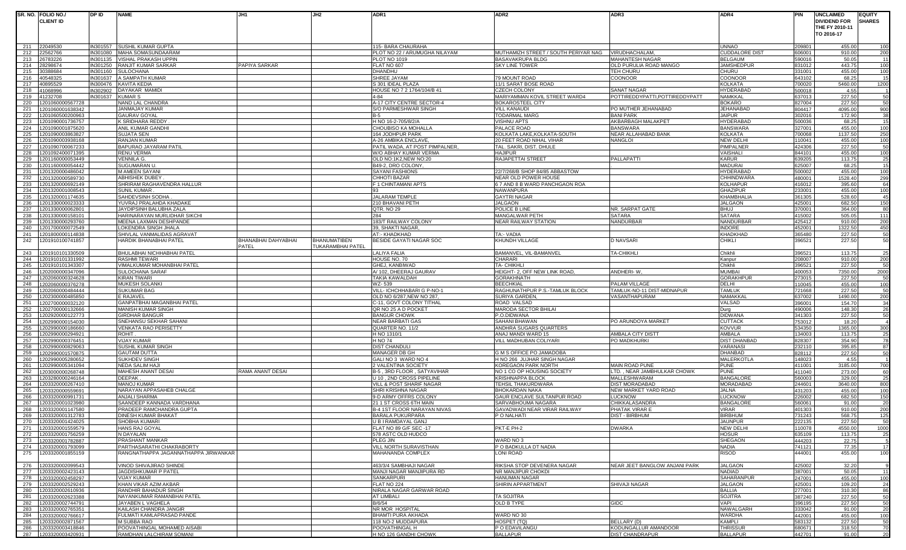| SR. NO. | FOLIO NO./ CLIENT ID | DP ID | NAME | JH1 | JH2 | ADR1 | ADR2 | ADR3 | ADR4 | PIN | UNCLAIMED DIVIDEND FOR THE FY 2010-11 TO 2016-17 | EQUITY SHARES |
|---|---|---|---|---|---|---|---|---|---|---|---|---|
| 211 | 22049530 | IN301557 | SUSHIL KUMAR GUPTA | | | 115- BARA CHAURAHA | | | UNNAO | 209801 | 455.00 | 100 |
| 212 | 22562766 | IN301080 | MAHA SOMASUNDARAM | | | PLOT NO 22 / ARUMUGHA NILAYAM | MUTHAMIZH STREET / SOUTH PERIYAR NAG | VIRUDHACHALAM, | CUDDALORE DIST | 606001 | 910.00 | 200 |
| 213 | 26783226 | IN301135 | VISHAL PRAKASH UPPIN | | | PLOT NO 1019 | BASAVAKRUPA BLDG | MAHANTESH NAGAR | BELGAUM | 590016 | 50.05 | 11 |
| 214 | 28298674 | IN301250 | RANJIT KUMAR SARKAR | PAPIYA SARKAR | | FLAT NO 607 | SKY LINE TOWER | OLD PURULIA ROAD MANGO | JAMSHEDPUR | 831012 | 443.75 | 100 |
| 215 | 30388684 | IN301160 | SULOCHANA | | | DHANDHU | | TEH CHURU | CHURU | 331001 | 455.00 | 100 |
| 216 | 40548325 | IN301637 | A SAMPATH KUMAR | | | SHREE JAYAM | 79 MOUNT ROAD | COONOOR | COONOOR | 643102 | 68.25 | 15 |
| 217 | 40895529 | IN300476 | KAVITA KEDIA | | | S 301 IDEAL PLAZA | 11/1 SARAT BOSE ROAD | | KOLKATA | 700020 | 5460.00 | 1200 |
| 218 | 41068996 | IN302902 | DAYAKAR MAMIDI | | | HOUSE NO 7 2 1764/104/B 41 | CZECH COLONY | SANAT NAGAR | HYDERABAD | 500018 | 4.55 | 1 |
| 219 | 41232708 | IN301637 | KUMAR S | | | 4-84 | MARIYAMMAN KOVIL STREET WARD4 | POTTIREDDYPATTI,POTTIREDDYPATT | NAMKKAL | 637013 | 227.50 | 50 |
| 220 | 1201060000567728 | | NAND LAL CHANDRA | | | A-17 CITY CENTRE SECTOR-4 | BOKAROSTEEL CITY | | BOKARO | 827004 | 227.50 | 50 |
| 221 | 1201060001638342 | | JANMAJAY KUMAR | | | S/O PARMESHWAR SINGH | VILL KANAUDI | PO MUTHER JEHANABAD | JEHANABAD | 804417 | 4095.00 | 900 |
| 222 | 1201060500200963 | | GAURAV GOYAL | | | B-5 | TODARMAL MARG | BANI PARK | JAIPUR | 302016 | 172.90 | 38 |
| 223 | 1201090001736757 | | K SRIDHARA REDDY . | | | H NO 16-2-705/8/2/A | VISHNU APTS | AKBARBAGH MALAKPET | HYDERABAD | 500036 | 68.25 | 15 |
| 224 | 1201090001875620 | | ANIL KUMAR GANDHI | | | CHOUBISO KA MOHALLA | PALACE ROAD | BANSWARA | BANSWARA | 327001 | 455.00 | 100 |
| 225 | 1201090003863827 | | SUJATA SEN . | | | 164 JODHPUR PARK | KOLKATA LAKE,KOLKATA-SOUTH | NEAR ALLAHABAD BANK | KOLKATA | 700068 | 1137.50 | 250 |
| 226 | 1201090003938168 | | RANJAN KUMAR | | | A-26 AMBIKA ENCLAVE, | 20 FEET ROAD NIHAL VIHAR | NANGLOI | NEW DELHI | 110041 | 455.00 | 100 |
| 227 | 1201090700067233 | | BAPURAO JAYARAM PATIL | | | PATIL WADA, AT POST PIMPALNER, | TAL. SAKRI, DIST. DHULE | | PIMPALNER | 424306 | 227.50 | 50 |
| 228 | 1201092400071395 | | RENU VERMA | | | W/O ABHAY KUMAR VERMA | HAJIPUR | | VAISHALI | 844101 | 455.00 | 100 |
| 229 | 1201160000053449 | | VENNILA G. | | | OLD NO:1K2,NEW NO:20 | RAJAPETTAI STREET | PALLAPATTI | KARUR | 639205 | 113.75 | 25 |
| 230 | 1201160000054442 | | SUGUMARAN U. | | | B49-2, DRO COLONY, | | | MADURAI | 625007 | 68.25 | 15 |
| 231 | 1201320000486042 | | M AMEEN SAYANI | | | SAYANI FASHIONS | 22/7/268/B SHOP 84/85 ABBASTOW | | HYDERABAD | 500002 | 455.00 | 100 |
| 232 | 1201320000589730 | | ABHISHEK DUBEY . | | | CHHOTI BAZAR | NEAR OLD POWER HOUSE | | CHHINDWARA | 480001 | 1528.40 | 299 |
| 233 | 1201320000692149 | | SHRIRAM RAGHAVENDRA HALLUR | | | F 1 CHINTAMANI APTS | 6 7 AND 8 B WARD PANCHGAON ROA | | KOLHAPUR | 416012 | 395.60 | 64 |
| 234 | 1201320001008543 | | SUNIL KUMAR . | | | 93 | NAWANPURA | | GHAZIPUR | 233001 | 455.00 | 100 |
| 235 | 1201320001174635 | | SAHDEVSINH SODHA . | | | JALARAM TEMPLE | GAYTRI NAGAR | | KHAMBHALIA | 361305 | 528.60 | 45 |
| 236 | 1201330000023333 | | YUVRAJ PRALAHDA KHADASE | | | 210 BHAVANI PETH | JALGAON | | JALGAON | 425001 | 682.50 | 150 |
| 237 | 1201330000062801 | | JAYDIPSINH BALUBHA ZALA | | | QTR. NO 29 | POLICE B LINE | NR. SARPAT GATE | BHUJ | 370001 | 364.00 | 80 |
| 238 | 1201330000158101 | | HARINARAYAN MURLIDHAR SIKCHI | | | 284 | MANGALWAR PETH | SATARA | SATARA | 415002 | 505.05 | 111 |
| 239 | 1201330000293760 | | MEENA LAXMAN DESHPANDE | | | 183/T RAILWAY COLONY | NEAR RAILWAY STATION | NANDURBAR | NANDURBAR | 425412 | 910.00 | 200 |
| 240 | 1201700000072549 | | LOKENDRA SINGH JHALA | | | 39, SHAKTI NAGAR, | | | INDORE | 452001 | 1322.50 | 450 |
| 241 | 1201800000114838 | | SHIVLAL VANMALIDAS AGRAVAT | | | AT:- KHADKHAD | TA:- VADIA | | KHADKHAD | 365480 | 227.50 | 50 |
| 242 | 1201910100741857 | | HARDIK BHANABHAI PATEL | BHANABHAI DAHYABHAI PATEL | BHANUMATIBEN TUKARAMBHAI PATEL | BESIDE GAYATI NAGAR SOC | KHUNDH VILLAGE | D NAVSARI | CHIKLI | 396521 | 227.50 | 50 |
| 243 | 1201910101330509 | | BHULABHAI NICHHABHAI PATEL | | | LALIYA FALIA | BAMANVEL, VIL-BAMANVEL | TA-CHIKHLI | Chikhli | 396521 | 113.75 | 25 |
| 244 | 1201910101331992 | | RASHMI TEWARI | | | HOUSE NO. 70 | CHARARI | | Kanpur | 208007 | 910.00 | 200 |
| 245 | 1201910101343307 | | VIMALKUMAR MOHANBHAI PATEL | | | GHEJ, KANBIWAD | TA- CHIKHLI | | Chikhli | 396521 | 227.50 | 50 |
| 246 | 1202000000347096 | | SULOCHANA SARAF | | | A/ 102, DHEERAJ GAURAV | HEIGHT- 2, OFF NEW LINK ROAD, | ANDHERI- W, | MUMBAI | 400053 | 7350.00 | 2000 |
| 247 | 1202060000324628 | | KIRAN TIWARI | | | TAKIA KAWALDAH | GORAKHNATH | | GORAKHPUR | 273015 | 227.50 | 50 |
| 248 | 1202060000376278 | | MUKESH SOLANKI | | | WZ- 539 | BEECHKIAL | PALAM VILLAGE | DELHI | 110045 | 455.00 | 100 |
| 249 | 1202060000484444 | | SUKUMAR BAG | | | VILL- ICHCHHABARI G P-NO-1 | RAGHUNATHPUR P.S.-TAMLUK BLOCK | TAMLUK-NO-11 DIST-MIDNAPUR | TAMLUK | 721668 | 227.50 | 50 |
| 250 | 1202300000485850 | | E RAJAVEL | | | OLD NO 6/287,NEW NO 287, | SURIYA GARDEN, | VASANTHAPURAM | NAMAKKAL | 637002 | 1490.00 | 200 |
| 251 | 1202700000032120 | | GANPATBHAI MAGANBHAI PATEL | | | C-11, GOVT COLONY TITHAL | ROAD VALSAD | | VALSAD | 396001 | 154.70 | 34 |
| 252 | 1202700000132666 | | MANISH KUMAR SINGH | | | QR NO 25 A D POCKET | MARODA SECTOR BHILAI | | Durg | 490006 | 148.30 | 26 |
| 253 | 1202920000122773 | | GIRDHAR BANGUR | | | BANGUR CHOWK | P.O.DIDWANA | | DIDWANA | 341303 | 227.50 | 50 |
| 254 | 1202990000154030 | | SNEHANSU SEKHAR SAHANI | | | NEAR BARBATI GAS | SAHANI BHAWAN | PO ARUNDOYA MARKET | CUTTACK | 753012 | 18.20 | 4 |
| 255 | 1202990000186660 | | VENKATA RAO PERISETTY | | | QUARTER NO. 11/2 | ANDHRA SUGARS QUARTERS | | KOVVUR | 534350 | 1365.00 | 300 |
| 256 | 1202990000294921 | | ROHIT . | | | H NO 1310/1 | ANAJ MANDI WARD 15 | AMBALA CITY DISTT | AMBALA | 134003 | 113.75 | 25 |
| 257 | 1202990000376451 | | VIJAY KUMAR | | | H NO 74 | VILL MADHUBAN COLIYARI | PO MADKHURKI | DIST DHANBAD | 828307 | 354.90 | 78 |
| 258 | 1202990000829063 | | SUSHIL KUMAR SINGH | | | DIST CHANDULI | | | VARANASI | 232110 | 395.85 | 87 |
| 259 | 1202990001570875 | | GAUTAM DUTTA | | | MANAGER DB GH | G M S OFFICE PO JAMADOBA | | DHANBAD | 828112 | 227.50 | 50 |
| 260 | 1202990005280652 | | SUKHDEV SINGH | | | GALI NO 3 WARD NO 4 | H NO 266 JUJHAR SINGH NAGAR | | MALERKOTLA | 148023 | 4.55 | 1 |
| 261 | 1202990005341094 | | NEDA SALIM HAJI | | | 2 VALENTINA SOCIETY | KOREGAON PARK NORTH | MAIN ROAD PUNE | PUNE | 411001 | 3185.00 | 700 |
| 262 | 1203000000268748 | | MAHESH ANANT DESAI | RAMA ANANT DESAI | | B-5 , 3RD FLOOR , SATYAVIHAR | NO 1 CO OP HOUSING SOCIETY | LTD. , NEAR JAMBHULKAR CHOWK | PUNE | 411040 | 273.00 | 60 |
| 263 | 1203280000246164 | | DEEPAK . | | | U 10 , 2ND CROSS PIPELINE | KRISHNAPPA BLOCK | MALLESHWARAM | BANGALORE | 560003 | 329.00 | 25 |
| 264 | 1203320000267410 | | MANOJ KUMAR | | | VILL & POST SHARIF NAGAR | TEHSIL THAKURDWARA | DIST MORADABAD | MORADABAD | 244601 | 3640.00 | 800 |
| 265 | 1203320000559691 | | NARAYAN APPASAHEB CHALGE | | | SHRI KRISHNA NAGAR | BHOKARDAN NAKA | NEW MARKET YARD ROAD | JALNA | 431203 | 455.00 | 100 |
| 266 | 1203320000991731 | | ANJALI SHARMA | | | 9-D ARMY OFFRS COLONY | GAUR ENCLAVE SULTANPUR ROAD | LUCKNOW | LUCKNOW | 226002 | 682.50 | 150 |
| 267 | 1203320001023980 | | SAANDEEP KANNADA VARDHANA | | | 21 1 ST CROSS 6TH MAIN | SARVABHOUMA NAGARA | CHIKKALASANDRA | BANGALORE | 560061 | 91.00 | 20 |
| 268 | 1203320001147580 | | PRADEEP RAMCHANDRA GUPTA | | | B-4 1ST FLOOR NARAYAN NIVAS | GAVADWADI NEAR VIRAR RAILWAY | PHATAK VIRAR E | VIRAR | 401303 | 910.00 | 200 |
| 269 | 1203320001312783 | | DINESH KUMAR BHAKAT | | | BARALA PUKURPARA | P O NALHATI | DIST - BIRBHUM | BIRBHUM | 731243 | 568.75 | 125 |
| 270 | 1203320001424025 | | SHOBHA KUMARI | | | U B I RAMDAYAL GANJ | | | JAUNPUR | 222135 | 227.50 | 50 |
| 271 | 1203320001559579 | | HANS RAJ SINGH | | | FLAT NO 89 G/F SEC -17 | PKT-E PH-2 | DWARKA | NEW DELHI | 110078 | 4550.00 | 1000 |
| 272 | 1203320001756259 | | N DAYALAN | | | 578 ASTC OLD HUDCO | | | HOSUR | 635109 | 113.75 | 25 |
| 273 | 1203320001782887 | | PRASHANT MANKAR | | | PLEG JIN | WARD NO 3 | | SHEGAON | 444203 | 22.75 | 5 |
| 274 | 1203320001793099 | | PARTHASARATHI CHAKRABORTY | | | VILL NORTH SURAVISTHAN | P O BADKULLA DT NADIA | | NADIA | 741121 | 77.35 | 17 |
| 275 | 1203320001855159 | | RANGNATHAPPA JAGANNATHAPPA JIRWANKAR | | | MAHANANDA COMPLEX | LONI ROAD | | RISOD | 444001 | 455.00 | 100 |
| 276 | 1203320002099543 | | VINOD SHIVAJIRAO SHINDE | | | 463/3/4 SAMBHAJI NAGAR | RIKSHA STOP DEVENERA NAGAR | NEAR JEET BANGLOW ANJANI PARK | JALGAON | 425002 | 32.20 | 9 |
| 277 | 1203320002423143 | | JAGDISHKUMAR P PATEL | | | MANJI NAGAR MANJIPURA RD | NR MANJIPUR CHOKDI | | NADIAD | 387001 | 50.05 | 11 |
| 278 | 1203320002458297 | | VIJAY KUMAR | | | SANKARPURI | HANUMAN NAGAR | | SAHARANPUR | 247001 | 455.00 | 100 |
| 279 | 1203320002529243 | | KHAN VIKAR AZIM AKBAR | | | FLAT NO 224 | SHIRIN APPARTMENT | SHIVAJI NAGAR | JALGAON | 425001 | 109.20 | 24 |
| 280 | 1203320002610936 | | RANDHIR BAHADUR SINGH | | | NIRALA NAGAR GARWAR ROAD | | | BALLIA | 277001 | 310.30 | 86 |
| 281 | 1203320002623388 | | NAYANKUMAR RAMANBHAI PATEL | | | AT LIMBALI | TA SOJITRA | | SOJITRA | 387240 | 227.50 | 50 |
| 282 | 1203320002744791 | | JAYABEN L VAGHELA | | | B/6/54 | OLD B TYPE | GIDC | VAPI | 396195 | 227.50 | 50 |
| 283 | 1203320002765351 | | KAILASH CHANDRA JANGIR | | | NR MOR HOSPITAL | | | NAWALGARH | 333042 | 91.00 | 20 |
| 284 | 1203320002766617 | | FULMATI KAMLAPRASAD PANDE | | | BHAMTI PURA AKHADA | WARD NO 30 | | WARDHA | 442001 | 455.00 | 100 |
| 285 | 1203320002871567 | | M SUBBA RAO | | | 118 NO-2 MUDDAPURA | HOSPET (TQ) | BELLARY (D) | KAMPLI | 583132 | 227.50 | 50 |
| 286 | 1203320003418846 | | POOVATHINGAL MOHAMED AISABI | | | POOVATHINGAL H | P O EDAVILANGU | KODUNGALLUR AMANDOOR | THRISSUR | 680671 | 318.50 | 70 |
| 287 | 1203320003420931 | | RAMDHAN LALCHIRAM SOMANI | | | H NO 126 GANDHI CHOWK | BALLAPUR | DIST CHANDRAPUR | BALLAPUR | 442701 | 91.00 | 20 |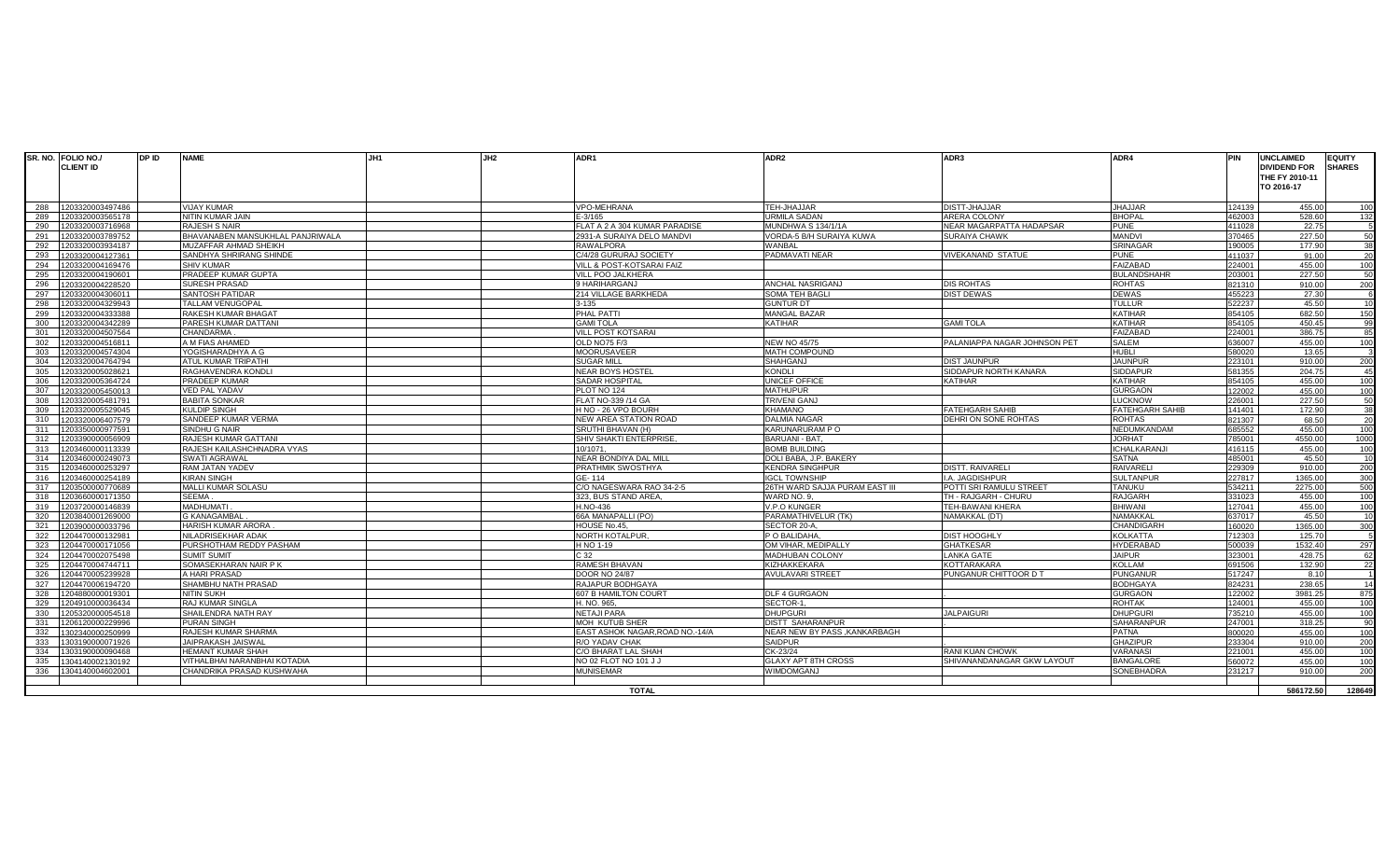| SR. NO. | FOLIO NO./ CLIENT ID | DP ID | NAME | JH1 | JH2 | ADR1 | ADR2 | ADR3 | ADR4 | PIN | UNCLAIMED DIVIDEND FOR THE FY 2010-11 TO 2016-17 | EQUITY SHARES |
|---|---|---|---|---|---|---|---|---|---|---|---|---|
| 288 | 1203320003497486 | | VIJAY KUMAR | | | VPO-MEHRANA | TEH-JHAJJAR | DISTT-JHAJJAR | JHAJJAR | 124139 | 455.00 | 100 |
| 289 | 1203320003565178 | | NITIN KUMAR JAIN | | | E-3/165 | URMILA SADAN | ARERA COLONY | BHOPAL | 462003 | 528.60 | 132 |
| 290 | 1203320003716968 | | RAJESH S NAIR | | | FLAT A 2 A 304 KUMAR PARADISE | MUNDHWA S 134/1/1A | NEAR MAGARPATTA HADAPSAR | PUNE | 411028 | 22.75 | 5 |
| 291 | 1203320003789752 | | BHAVANABEN MANSUKHLAL PANJRIWALA | | | 2931-A SURAIYA DELO MANDVI | VORDA-5 B/H SURAIYA KUWA | SURAIYA CHAWK | MANDVI | 370465 | 227.50 | 50 |
| 292 | 1203320003934187 | | MUZAFFAR AHMAD SHEIKH | | | RAWALPORA | WANBAL | | SRINAGAR | 190005 | 177.90 | 38 |
| 293 | 1203320004127361 | | SANDHYA SHRIRANG SHINDE | | | C/4/28 GURURAJ SOCIETY | PADMAVATI NEAR | VIVEKANAND STATUE | PUNE | 411037 | 91.00 | 20 |
| 294 | 1203320004169476 | | SHIV KUMAR | | | VILL & POST-KOTSARAI FAIZ | | | FAIZABAD | 224001 | 455.00 | 100 |
| 295 | 1203320004190601 | | PRADEEP KUMAR GUPTA | | | VILL POO JALKHERA | | | BULANDSHAHR | 203001 | 227.50 | 50 |
| 296 | 1203320004228520 | | SURESH PRASAD | | | 9 HARIHARGANJ | ANCHAL NASRIGANJ | DIS ROHTAS | ROHTAS | 821310 | 910.00 | 200 |
| 297 | 1203320004306011 | | SANTOSH PATIDAR | | | 214 VILLAGE BARKHEDA | SOMA TEH BAGLI | DIST DEWAS | DEWAS | 455223 | 27.30 | 6 |
| 298 | 1203320004329943 | | TALLAM VENUGOPAL | | | 3-135 | GUNTUR DT | | TULLUR | 522237 | 45.50 | 10 |
| 299 | 1203320004333388 | | RAKESH KUMAR BHAGAT | | | PHAL PATTI | MANGAL BAZAR | | KATIHAR | 854105 | 682.50 | 150 |
| 300 | 1203320004342289 | | PARESH KUMAR DATTANI | | | GAMI TOLA | KATIHAR | GAMI TOLA | KATIHAR | 854105 | 450.45 | 99 |
| 301 | 1203320004507564 | | CHANDARMA . | | | VILL POST KOTSARAI | | | FAIZABAD | 224001 | 386.75 | 85 |
| 302 | 1203320004516811 | | A M FIAS AHAMED | | | OLD NO75 F/3 | NEW NO 45/75 | PALANIAPPA NAGAR JOHNSON PET | SALEM | 636007 | 455.00 | 100 |
| 303 | 1203320004574304 | | YOGISHARADHYA A G | | | MOORUSAVEER | MATH COMPOUND | | HUBLI | 580020 | 13.65 | 3 |
| 304 | 1203320004764794 | | ATUL KUMAR TRIPATHI | | | SUGAR MILL | SHAHGANJ | DIST JAUNPUR | JAUNPUR | 223101 | 910.00 | 200 |
| 305 | 1203320005028621 | | RAGHAVENDRA KONDLI | | | NEAR BOYS HOSTEL | KONDLI | SIDDAPUR NORTH KANARA | SIDDAPUR | 581355 | 204.75 | 45 |
| 306 | 1203320005364724 | | PRADEEP KUMAR | | | SADAR HOSPITAL | UNICEF OFFICE | KATIHAR | KATIHAR | 854105 | 455.00 | 100 |
| 307 | 1203320005450013 | | VED PAL YADAV | | | PLOT NO 124 | MATHUPUR | | GURGAON | 122002 | 455.00 | 100 |
| 308 | 1203320005481791 | | BABITA SONKAR | | | FLAT NO-339 /14 GA | TRIVENI GANJ | | LUCKNOW | 226001 | 227.50 | 50 |
| 309 | 1203320005529045 | | KULDIP SINGH | | | H NO - 26 VPO BOURH | KHAMANO | FATEHGARH SAHIB | FATEHGARH SAHIB | 141401 | 172.90 | 38 |
| 310 | 1203320006407579 | | SANDEEP KUMAR VERMA | | | NEW AREA STATION ROAD | DALMIA NAGAR | DEHRI ON SONE ROHTAS | ROHTAS | 821307 | 68.50 | 20 |
| 311 | 1203350000977591 | | SINDHU G NAIR | | | SRUTHI BHAVAN (H) | KARUNARURAM P O | | NEDUMKANDAM | 685552 | 455.00 | 100 |
| 312 | 1203390000056909 | | RAJESH KUMAR GATTANI | | | SHIV SHAKTI ENTERPRISE, | BARUANI - BAT, | | JORHAT | 785001 | 4550.00 | 1000 |
| 313 | 1203460000113339 | | RAJESH KAILASHCHNADRA VYAS | | | 10/1071, | BOMB BUILDING | | ICHALKARANJI | 416115 | 455.00 | 100 |
| 314 | 1203460000249073 | | SWATI AGRAWAL | | | NEAR BONDIYA DAL MILL | DOLI BABA, J.P. BAKERY | | SATNA | 485001 | 45.50 | 10 |
| 315 | 1203460000253297 | | RAM JATAN YADEV | | | PRATHMIK SWOSTHYA | KENDRA SINGHPUR | DISTT. RAIVARELI | RAIVARELI | 229309 | 910.00 | 200 |
| 316 | 1203460000254189 | | KIRAN SINGH | | | GE- 114 | IGCL TOWNSHIP | I.A. JAGDISHPUR | SULTANPUR | 227817 | 1365.00 | 300 |
| 317 | 1203500000770689 | | MALLI KUMAR SOLASU | | | C/O NAGESWARA RAO 34-2-5 | 26TH WARD SAJJA PURAM EAST III | POTTI SRI RAMULU STREET | TANUKU | 534211 | 2275.00 | 500 |
| 318 | 1203660000171350 | | SEEMA . | | | 323, BUS STAND AREA, | WARD NO. 9, | TH - RAJGARH - CHURU | RAJGARH | 331023 | 455.00 | 100 |
| 319 | 1203720000146839 | | MADHUMATI . | | | H.NO-436 | V.P.O KUNGER | TEH-BAWANI KHERA | BHIWANI | 127041 | 455.00 | 100 |
| 320 | 1203840001269000 | | G KANAGAMBAL . | | | 66A MANAPALLI (PO) | PARAMATHIVELUR (TK) | NAMAKKAL (DT) | NAMAKKAL | 637017 | 45.50 | 10 |
| 321 | 1203900000033796 | | HARISH KUMAR ARORA . | | | HOUSE No.45, | SECTOR 20-A, | | CHANDIGARH | 160020 | 1365.00 | 300 |
| 322 | 1204470000132981 | | NILADRISEKHAR ADAK | | | NORTH KOTALPUR, | P O BALIDAHA, | DIST HOOGHLY | KOLKATTA | 712303 | 125.70 | 5 |
| 323 | 1204470000171056 | | PURSHOTHAM REDDY PASHAM | | | H NO 1-19 | OM VIHAR, MEDIPALLY | GHATKESAR | HYDERABAD | 500039 | 1532.40 | 297 |
| 324 | 1204470002075498 | | SUMIT SUMIT | | | C 32 | MADHUBAN COLONY | LANKA GATE | JAIPUR | 323001 | 428.75 | 62 |
| 325 | 1204470004744711 | | SOMASEKHARAN NAIR P K | | | RAMESH BHAVAN | KIZHAKKEKARA | KOTTARAKARA | KOLLAM | 691506 | 132.90 | 22 |
| 326 | 1204470005239928 | | A HARI PRASAD | | | DOOR NO 24/87 | AVULAVARI STREET | PUNGANUR CHITTOOR D T | PUNGANUR | 517247 | 8.10 | 1 |
| 327 | 1204470006194720 | | SHAMBHU NATH PRASAD | | | RAJAPUR BODHGAYA | | | BODHGAYA | 824231 | 238.65 | 14 |
| 328 | 1204880000019301 | | NITIN SUKH | | | 607 B HAMILTON COURT | DLF 4 GURGAON | | GURGAON | 122002 | 3981.25 | 875 |
| 329 | 1204910000036434 | | RAJ KUMAR SINGLA | | | H. NO. 965, | SECTOR-1, | | ROHTAK | 124001 | 455.00 | 100 |
| 330 | 1205320000054518 | | SHAILENDRA NATH RAY | | | NETAJI PARA | DHUPGURI | JALPAIGURI | DHUPGURI | 735210 | 455.00 | 100 |
| 331 | 1206120000229996 | | PURAN SINGH | | | MOH KUTUB SHER | DISTT SAHARANPUR | | SAHARANPUR | 247001 | 318.25 | 90 |
| 332 | 1302340000250999 | | RAJESH KUMAR SHARMA | | | EAST ASHOK NAGAR,ROAD NO.-14/A | NEAR NEW BY PASS ,KANKARBAGH | | PATNA | 800020 | 455.00 | 100 |
| 333 | 1303190000071926 | | JAIPRAKASH JAISWAL | | | R/O YADAV CHAK | SAIDPUR | | GHAZIPUR | 233304 | 910.00 | 200 |
| 334 | 1303190000090468 | | HEMANT KUMAR SHAH | | | C/O BHARAT LAL SHAH | CK-23/24 | RANI KUAN CHOWK | VARANASI | 221001 | 455.00 | 100 |
| 335 | 1304140002130192 | | VITHALBHAI NARANBHAI KOTADIA | | | NO 02 FLOT NO 101 J J | GLAXY APT 8TH CROSS | SHIVANANDANAGAR GKW LAYOUT | BANGALORE | 560072 | 455.00 | 100 |
| 336 | 1304140004602001 | | CHANDRIKA PRASAD KUSHWAHA | | | MUNISEMAR | WIMDOMGANJ | | SONEBHADRA | 231217 | 910.00 | 200 |
| | | | | | | **TOTAL** | | | | | **586172.50** | **128649** |